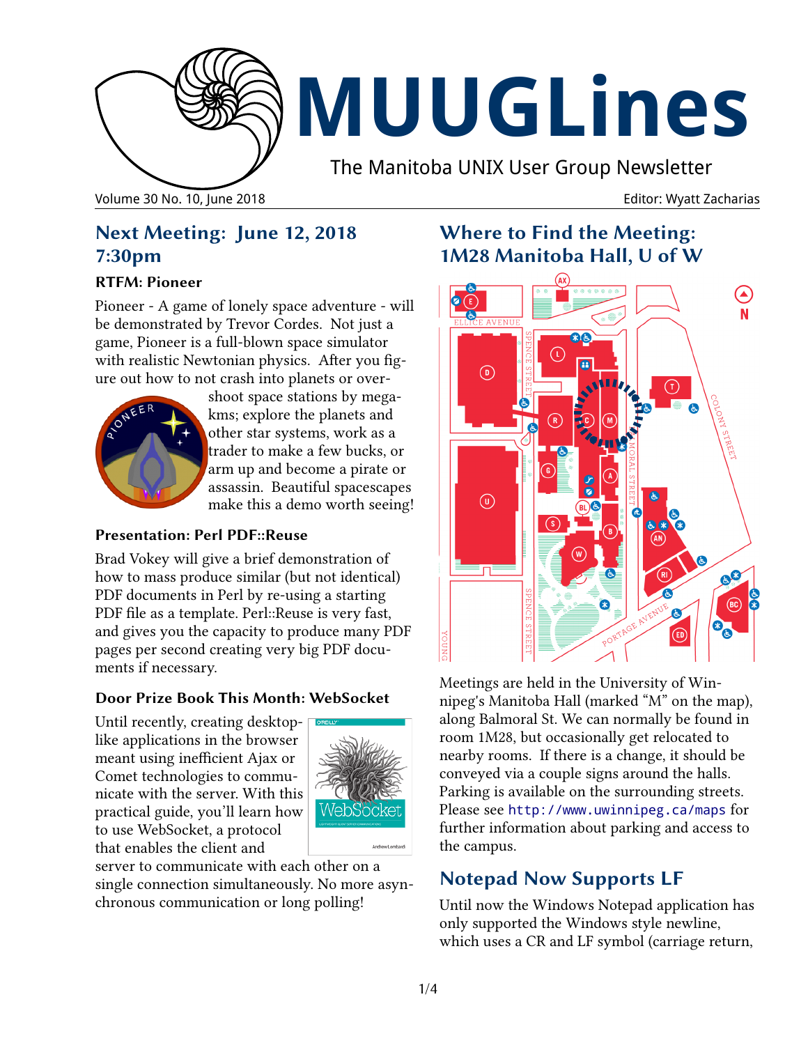# MUUGLines

The Manitoba UNIX User Group Newsletter

Volume 30 No. 10, June 2018 — Editor: Wyatt Zacharias

## Next Meeting: June 12, 2018 7:30pm

### RTFM: Pioneer

Pioneer - A game of lonely space adventure - will be demonstrated by Trevor Cordes. Not just a game, Pioneer is a full-blown space simulator with realistic Newtonian physics. After you figure out how to not crash into planets or overshoot space stations by mega-kms; explore the planets and other star systems, work as a trader to make a few bucks, or arm up and become a pirate or assassin. Beautiful spacescapes make this a demo worth seeing!

### Presentation: Perl PDF::Reuse

Brad Vokey will give a brief demonstration of how to mass produce similar (but not identical) PDF documents in Perl by re-using a starting PDF file as a template. Perl::Reuse is very fast, and gives you the capacity to produce many PDF pages per second creating very big PDF documents if necessary.

### Door Prize Book This Month: WebSocket

Until recently, creating desktop-like applications in the browser meant using inefficient Ajax or Comet technologies to communicate with the server. With this practical guide, you'll learn how to use WebSocket, a protocol that enables the client and server to communicate with each other on a single connection simultaneously. No more asynchronous communication or long polling!

## Where to Find the Meeting: 1M28 Manitoba Hall, U of W

Meetings are held in the University of Winnipeg's Manitoba Hall (marked "M" on the map), along Balmoral St. We can normally be found in room 1M28, but occasionally get relocated to nearby rooms. If there is a change, it should be conveyed via a couple signs around the halls. Parking is available on the surrounding streets. Please see http://www.uwinnipeg.ca/maps for further information about parking and access to the campus.

## Notepad Now Supports LF

Until now the Windows Notepad application has only supported the Windows style newline, which uses a CR and LF symbol (carriage return,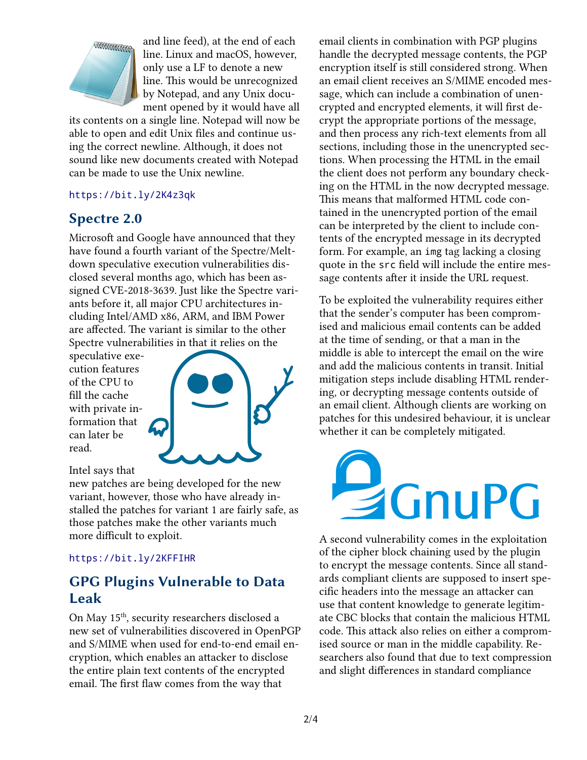and line feed), at the end of each line. Linux and macOS, however, only use a LF to denote a new line. This would be unrecognized by Notepad, and any Unix document opened by it would have all its contents on a single line. Notepad will now be able to open and edit Unix files and continue using the correct newline. Although, it does not sound like new documents created with Notepad can be made to use the Unix newline.

https://bit.ly/2K4z3qk

## Spectre 2.0

Microsoft and Google have announced that they have found a fourth variant of the Spectre/Meltdown speculative execution vulnerabilities disclosed several months ago, which has been assigned CVE-2018-3639. Just like the Spectre variants before it, all major CPU architectures including Intel/AMD x86, ARM, and IBM Power are affected. The variant is similar to the other Spectre vulnerabilities in that it relies on the speculative execution features of the CPU to fill the cache with private information that can later be read.

Intel says that new patches are being developed for the new variant, however, those who have already installed the patches for variant 1 are fairly safe, as those patches make the other variants much more difficult to exploit.

https://bit.ly/2KFFIHR

## GPG Plugins Vulnerable to Data Leak

On May 15th, security researchers disclosed a new set of vulnerabilities discovered in OpenPGP and S/MIME when used for end-to-end email encryption, which enables an attacker to disclose the entire plain text contents of the encrypted email. The first flaw comes from the way that email clients in combination with PGP plugins handle the decrypted message contents, the PGP encryption itself is still considered strong. When an email client receives an S/MIME encoded message, which can include a combination of unencrypted and encrypted elements, it will first decrypt the appropriate portions of the message, and then process any rich-text elements from all sections, including those in the unencrypted sections. When processing the HTML in the email the client does not perform any boundary checking on the HTML in the now decrypted message. This means that malformed HTML code contained in the unencrypted portion of the email can be interpreted by the client to include contents of the encrypted message in its decrypted form. For example, an `img` tag lacking a closing quote in the `src` field will include the entire message contents after it inside the URL request.

To be exploited the vulnerability requires either that the sender's computer has been compromised and malicious email contents can be added at the time of sending, or that a man in the middle is able to intercept the email on the wire and add the malicious contents in transit. Initial mitigation steps include disabling HTML rendering, or decrypting message contents outside of an email client. Although clients are working on patches for this undesired behaviour, it is unclear whether it can be completely mitigated.

A second vulnerability comes in the exploitation of the cipher block chaining used by the plugin to encrypt the message contents. Since all standards compliant clients are supposed to insert specific headers into the message an attacker can use that content knowledge to generate legitimate CBC blocks that contain the malicious HTML code. This attack also relies on either a compromised source or man in the middle capability. Researchers also found that due to text compression and slight differences in standard compliance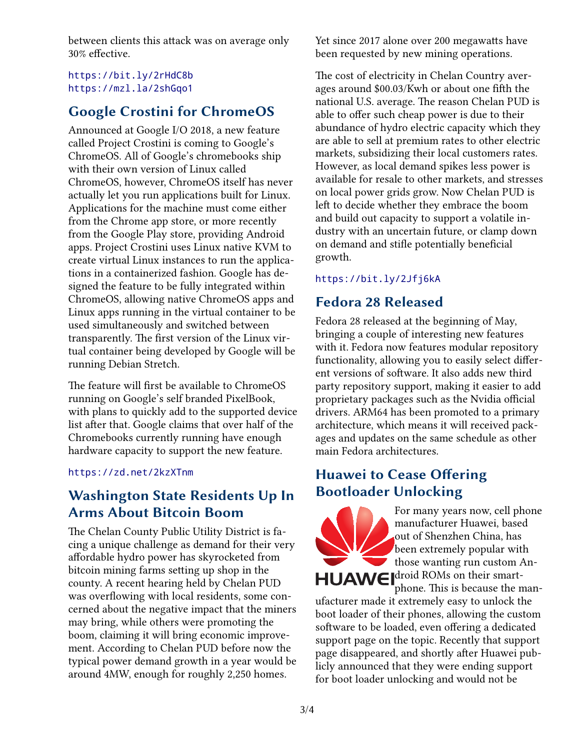between clients this attack was on average only 30% effective.

https://bit.ly/2rHdC8b
https://mzl.la/2shGqo1

## Google Crostini for ChromeOS

Announced at Google I/O 2018, a new feature called Project Crostini is coming to Google's ChromeOS. All of Google's chromebooks ship with their own version of Linux called ChromeOS, however, ChromeOS itself has never actually let you run applications built for Linux. Applications for the machine must come either from the Chrome app store, or more recently from the Google Play store, providing Android apps. Project Crostini uses Linux native KVM to create virtual Linux instances to run the applications in a containerized fashion. Google has designed the feature to be fully integrated within ChromeOS, allowing native ChromeOS apps and Linux apps running in the virtual container to be used simultaneously and switched between transparently. The first version of the Linux virtual container being developed by Google will be running Debian Stretch.

The feature will first be available to ChromeOS running on Google's self branded PixelBook, with plans to quickly add to the supported device list after that. Google claims that over half of the Chromebooks currently running have enough hardware capacity to support the new feature.

https://zd.net/2kzXTnm

## Washington State Residents Up In Arms About Bitcoin Boom

The Chelan County Public Utility District is facing a unique challenge as demand for their very affordable hydro power has skyrocketed from bitcoin mining farms setting up shop in the county. A recent hearing held by Chelan PUD was overflowing with local residents, some concerned about the negative impact that the miners may bring, while others were promoting the boom, claiming it will bring economic improvement. According to Chelan PUD before now the typical power demand growth in a year would be around 4MW, enough for roughly 2,250 homes. Yet since 2017 alone over 200 megawatts have been requested by new mining operations.

The cost of electricity in Chelan Country averages around $00.03/Kwh or about one fifth the national U.S. average. The reason Chelan PUD is able to offer such cheap power is due to their abundance of hydro electric capacity which they are able to sell at premium rates to other electric markets, subsidizing their local customers rates. However, as local demand spikes less power is available for resale to other markets, and stresses on local power grids grow. Now Chelan PUD is left to decide whether they embrace the boom and build out capacity to support a volatile industry with an uncertain future, or clamp down on demand and stifle potentially beneficial growth.

https://bit.ly/2Jfj6kA

## Fedora 28 Released

Fedora 28 released at the beginning of May, bringing a couple of interesting new features with it. Fedora now features modular repository functionality, allowing you to easily select different versions of software. It also adds new third party repository support, making it easier to add proprietary packages such as the Nvidia official drivers. ARM64 has been promoted to a primary architecture, which means it will received packages and updates on the same schedule as other main Fedora architectures.

## Huawei to Cease Offering Bootloader Unlocking

For many years now, cell phone manufacturer Huawei, based out of Shenzhen China, has been extremely popular with those wanting run custom Android ROMs on their smartphone. This is because the manufacturer made it extremely easy to unlock the boot loader of their phones, allowing the custom software to be loaded, even offering a dedicated support page on the topic. Recently that support page disappeared, and shortly after Huawei publicly announced that they were ending support for boot loader unlocking and would not be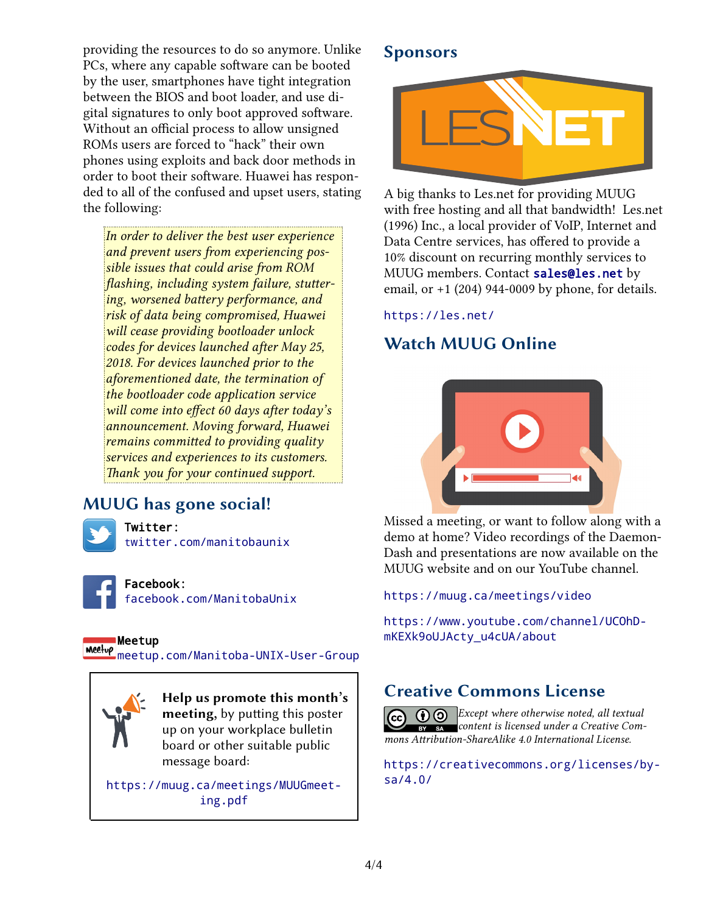providing the resources to do so anymore. Unlike PCs, where any capable software can be booted by the user, smartphones have tight integration between the BIOS and boot loader, and use digital signatures to only boot approved software. Without an official process to allow unsigned ROMs users are forced to "hack" their own phones using exploits and back door methods in order to boot their software. Huawei has responded to all of the confused and upset users, stating the following:

> *In order to deliver the best user experience and prevent users from experiencing possible issues that could arise from ROM flashing, including system failure, stuttering, worsened battery performance, and risk of data being compromised, Huawei will cease providing bootloader unlock codes for devices launched after May 25, 2018. For devices launched prior to the aforementioned date, the termination of the bootloader code application service will come into effect 60 days after today's announcement. Moving forward, Huawei remains committed to providing quality services and experiences to its customers. Thank you for your continued support.*

## MUUG has gone social!

**Twitter:**
twitter.com/manitobaunix

**Facebook:**
facebook.com/ManitobaUnix

**Meetup**
meetup.com/Manitoba-UNIX-User-Group

**Help us promote this month's meeting,** by putting this poster up on your workplace bulletin board or other suitable public message board:

https://muug.ca/meetings/MUUGmeeting.pdf

## Sponsors

A big thanks to Les.net for providing MUUG with free hosting and all that bandwidth! Les.net (1996) Inc., a local provider of VoIP, Internet and Data Centre services, has offered to provide a 10% discount on recurring monthly services to MUUG members. Contact **sales@les.net** by email, or +1 (204) 944-0009 by phone, for details.

https://les.net/

## Watch MUUG Online

Missed a meeting, or want to follow along with a demo at home? Video recordings of the DaemonDash and presentations are now available on the MUUG website and on our YouTube channel.

https://muug.ca/meetings/video

https://www.youtube.com/channel/UCOhD-mKEXk9oUJActy_u4cUA/about

## Creative Commons License

*Except where otherwise noted, all textual content is licensed under a Creative Commons Attribution-ShareAlike 4.0 International License.*

https://creativecommons.org/licenses/by-sa/4.0/